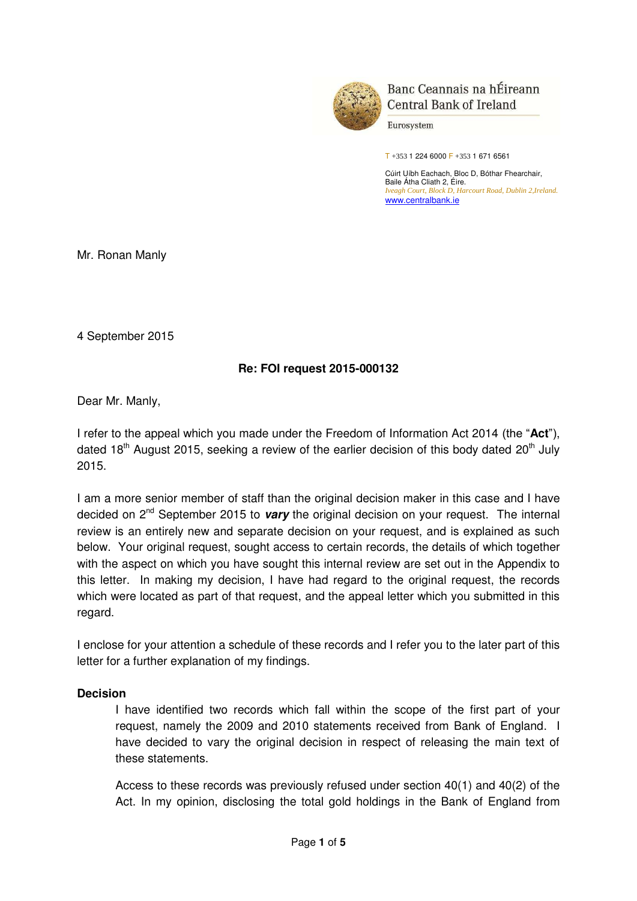Banc Ceannais na hÉireann
Central Bank of Ireland

Eurosystem

T +353 1 224 6000 F +353 1 671 6561

Cúirt Uíbh Eachach, Bloc D, Bóthar Fhearchair,
Baile Átha Cliath 2, Éire.
*Iveagh Court, Block D, Harcourt Road, Dublin 2,Ireland.*
www.centralbank.ie

Mr. Ronan Manly

4 September 2015

**Re: FOI request 2015-000132**

Dear Mr. Manly,

I refer to the appeal which you made under the Freedom of Information Act 2014 (the "**Act**"), dated 18th August 2015, seeking a review of the earlier decision of this body dated 20th July 2015.

I am a more senior member of staff than the original decision maker in this case and I have decided on 2nd September 2015 to ***vary*** the original decision on your request. The internal review is an entirely new and separate decision on your request, and is explained as such below. Your original request, sought access to certain records, the details of which together with the aspect on which you have sought this internal review are set out in the Appendix to this letter. In making my decision, I have had regard to the original request, the records which were located as part of that request, and the appeal letter which you submitted in this regard.

I enclose for your attention a schedule of these records and I refer you to the later part of this letter for a further explanation of my findings.

**Decision**

I have identified two records which fall within the scope of the first part of your request, namely the 2009 and 2010 statements received from Bank of England. I have decided to vary the original decision in respect of releasing the main text of these statements.

Access to these records was previously refused under section 40(1) and 40(2) of the Act. In my opinion, disclosing the total gold holdings in the Bank of England from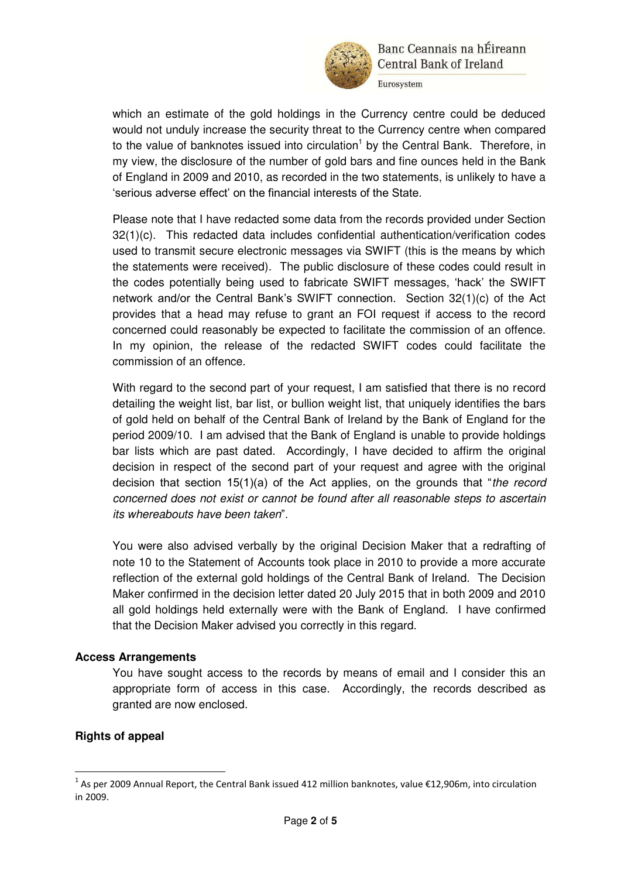which an estimate of the gold holdings in the Currency centre could be deduced would not unduly increase the security threat to the Currency centre when compared to the value of banknotes issued into circulation[1] by the Central Bank. Therefore, in my view, the disclosure of the number of gold bars and fine ounces held in the Bank of England in 2009 and 2010, as recorded in the two statements, is unlikely to have a 'serious adverse effect' on the financial interests of the State.

Please note that I have redacted some data from the records provided under Section 32(1)(c). This redacted data includes confidential authentication/verification codes used to transmit secure electronic messages via SWIFT (this is the means by which the statements were received). The public disclosure of these codes could result in the codes potentially being used to fabricate SWIFT messages, 'hack' the SWIFT network and/or the Central Bank's SWIFT connection. Section 32(1)(c) of the Act provides that a head may refuse to grant an FOI request if access to the record concerned could reasonably be expected to facilitate the commission of an offence. In my opinion, the release of the redacted SWIFT codes could facilitate the commission of an offence.

With regard to the second part of your request, I am satisfied that there is no record detailing the weight list, bar list, or bullion weight list, that uniquely identifies the bars of gold held on behalf of the Central Bank of Ireland by the Bank of England for the period 2009/10. I am advised that the Bank of England is unable to provide holdings bar lists which are past dated. Accordingly, I have decided to affirm the original decision in respect of the second part of your request and agree with the original decision that section 15(1)(a) of the Act applies, on the grounds that "*the record concerned does not exist or cannot be found after all reasonable steps to ascertain its whereabouts have been taken*".

You were also advised verbally by the original Decision Maker that a redrafting of note 10 to the Statement of Accounts took place in 2010 to provide a more accurate reflection of the external gold holdings of the Central Bank of Ireland. The Decision Maker confirmed in the decision letter dated 20 July 2015 that in both 2009 and 2010 all gold holdings held externally were with the Bank of England. I have confirmed that the Decision Maker advised you correctly in this regard.

**Access Arrangements**

You have sought access to the records by means of email and I consider this an appropriate form of access in this case. Accordingly, the records described as granted are now enclosed.

**Rights of appeal**

[1] As per 2009 Annual Report, the Central Bank issued 412 million banknotes, value €12,906m, into circulation in 2009.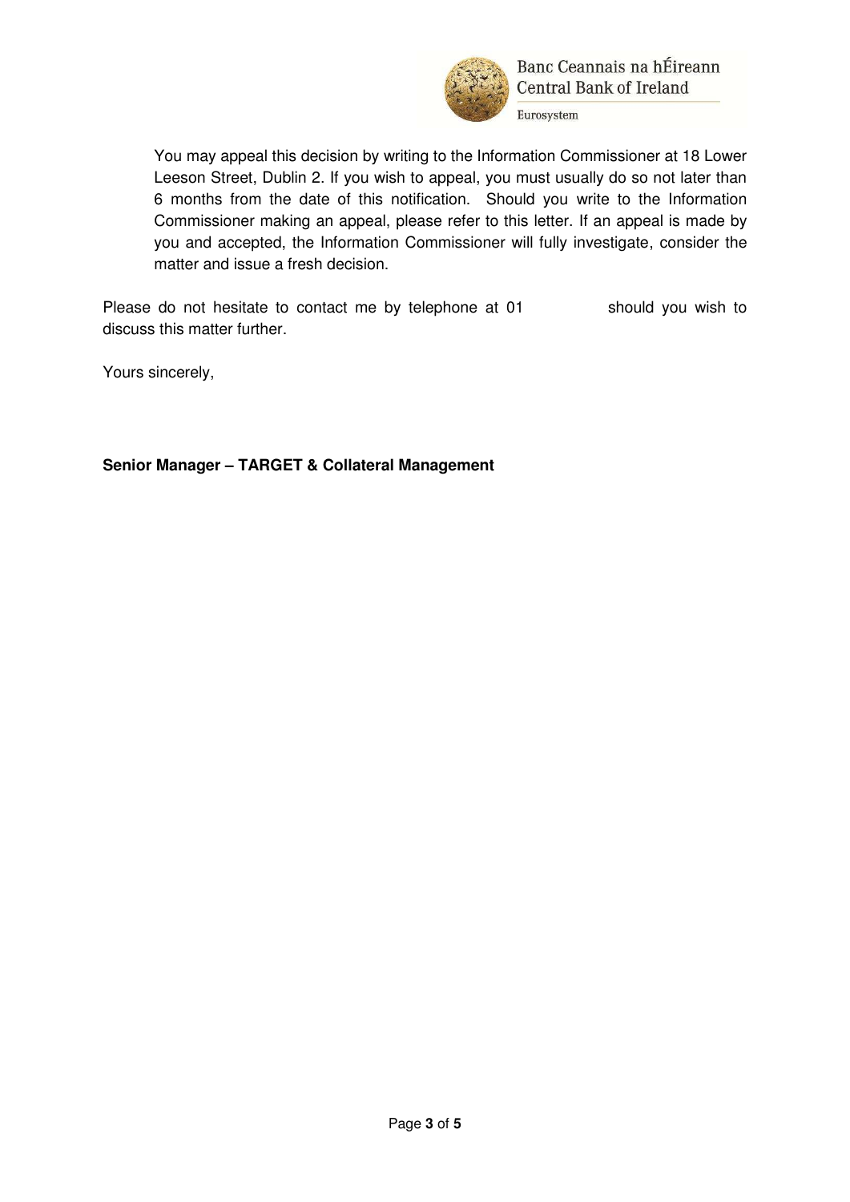You may appeal this decision by writing to the Information Commissioner at 18 Lower Leeson Street, Dublin 2. If you wish to appeal, you must usually do so not later than 6 months from the date of this notification. Should you write to the Information Commissioner making an appeal, please refer to this letter. If an appeal is made by you and accepted, the Information Commissioner will fully investigate, consider the matter and issue a fresh decision.

Please do not hesitate to contact me by telephone at 01 should you wish to discuss this matter further.

Yours sincerely,

**Senior Manager – TARGET & Collateral Management**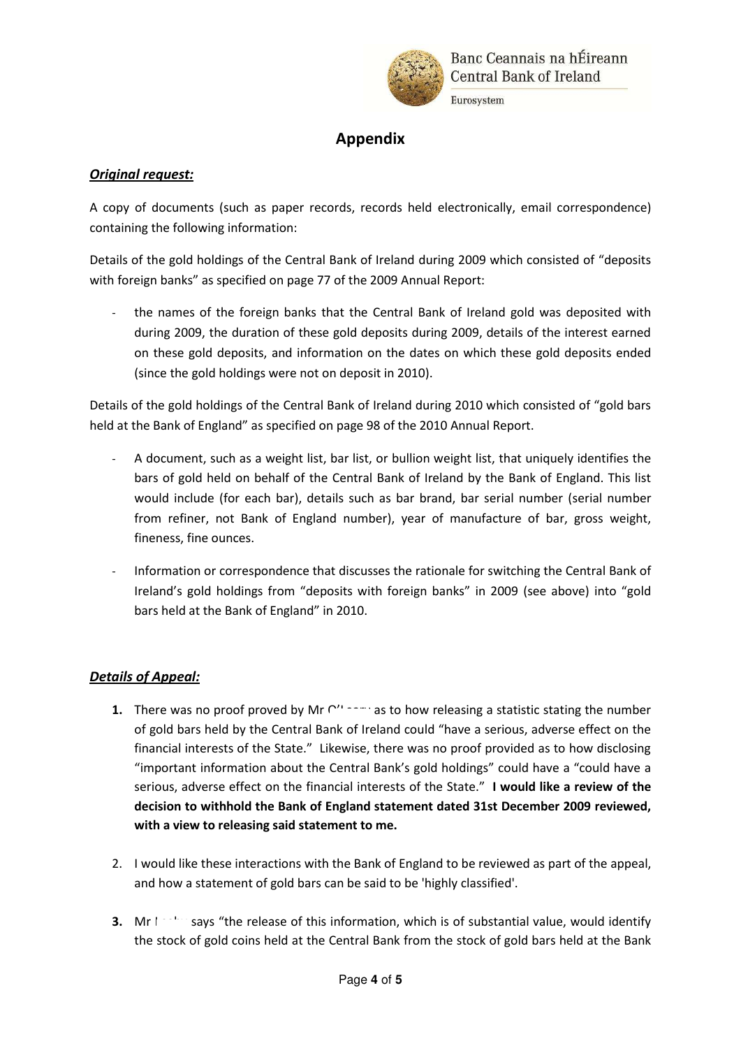## Appendix

### *Original request:*

A copy of documents (such as paper records, records held electronically, email correspondence) containing the following information:

Details of the gold holdings of the Central Bank of Ireland during 2009 which consisted of "deposits with foreign banks" as specified on page 77 of the 2009 Annual Report:

- the names of the foreign banks that the Central Bank of Ireland gold was deposited with during 2009, the duration of these gold deposits during 2009, details of the interest earned on these gold deposits, and information on the dates on which these gold deposits ended (since the gold holdings were not on deposit in 2010).

Details of the gold holdings of the Central Bank of Ireland during 2010 which consisted of "gold bars held at the Bank of England" as specified on page 98 of the 2010 Annual Report.

- A document, such as a weight list, bar list, or bullion weight list, that uniquely identifies the bars of gold held on behalf of the Central Bank of Ireland by the Bank of England. This list would include (for each bar), details such as bar brand, bar serial number (serial number from refiner, not Bank of England number), year of manufacture of bar, gross weight, fineness, fine ounces.
- Information or correspondence that discusses the rationale for switching the Central Bank of Ireland's gold holdings from "deposits with foreign banks" in 2009 (see above) into "gold bars held at the Bank of England" in 2010.

### *Details of Appeal:*

1. There was no proof proved by Mr O'\_\_\_ as to how releasing a statistic stating the number of gold bars held by the Central Bank of Ireland could "have a serious, adverse effect on the financial interests of the State." Likewise, there was no proof provided as to how disclosing "important information about the Central Bank's gold holdings" could have a "could have a serious, adverse effect on the financial interests of the State." **I would like a review of the decision to withhold the Bank of England statement dated 31st December 2009 reviewed, with a view to releasing said statement to me.**

2. I would like these interactions with the Bank of England to be reviewed as part of the appeal, and how a statement of gold bars can be said to be 'highly classified'.

3. Mr \_\_\_ says "the release of this information, which is of substantial value, would identify the stock of gold coins held at the Central Bank from the stock of gold bars held at the Bank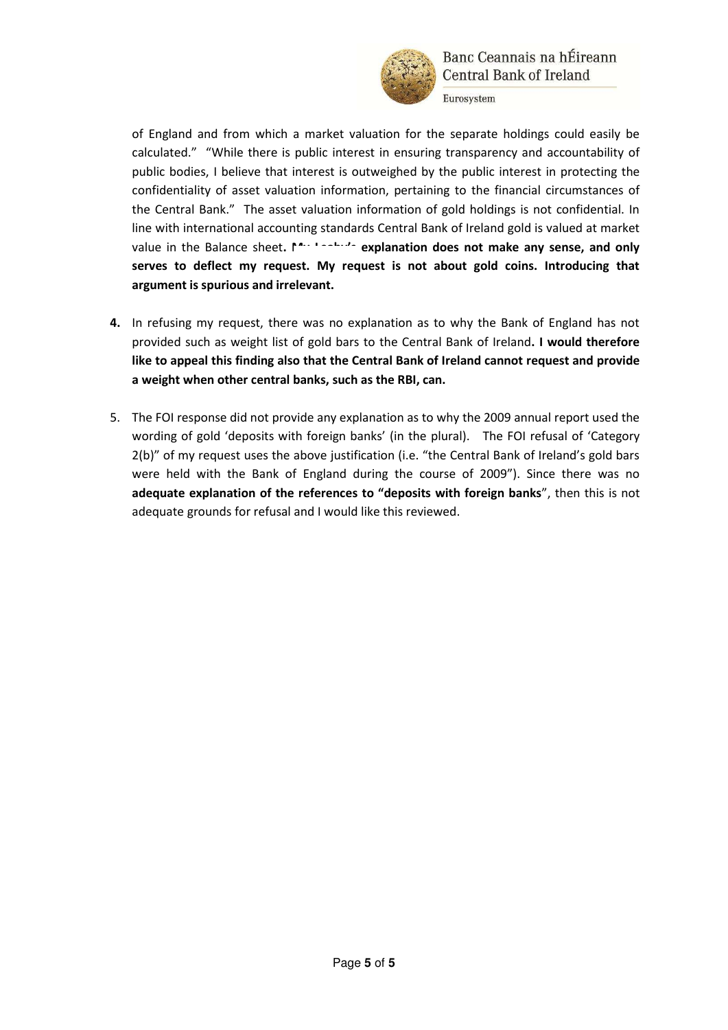of England and from which a market valuation for the separate holdings could easily be calculated." "While there is public interest in ensuring transparency and accountability of public bodies, I believe that interest is outweighed by the public interest in protecting the confidentiality of asset valuation information, pertaining to the financial circumstances of the Central Bank." The asset valuation information of gold holdings is not confidential. In line with international accounting standards Central Bank of Ireland gold is valued at market value in the Balance sheet. **M... explanation does not make any sense, and only serves to deflect my request. My request is not about gold coins. Introducing that argument is spurious and irrelevant.**

4. In refusing my request, there was no explanation as to why the Bank of England has not provided such as weight list of gold bars to the Central Bank of Ireland**. I would therefore like to appeal this finding also that the Central Bank of Ireland cannot request and provide a weight when other central banks, such as the RBI, can.**

5. The FOI response did not provide any explanation as to why the 2009 annual report used the wording of gold 'deposits with foreign banks' (in the plural). The FOI refusal of 'Category 2(b)" of my request uses the above justification (i.e. "the Central Bank of Ireland's gold bars were held with the Bank of England during the course of 2009"). Since there was no **adequate explanation of the references to "deposits with foreign banks**", then this is not adequate grounds for refusal and I would like this reviewed.